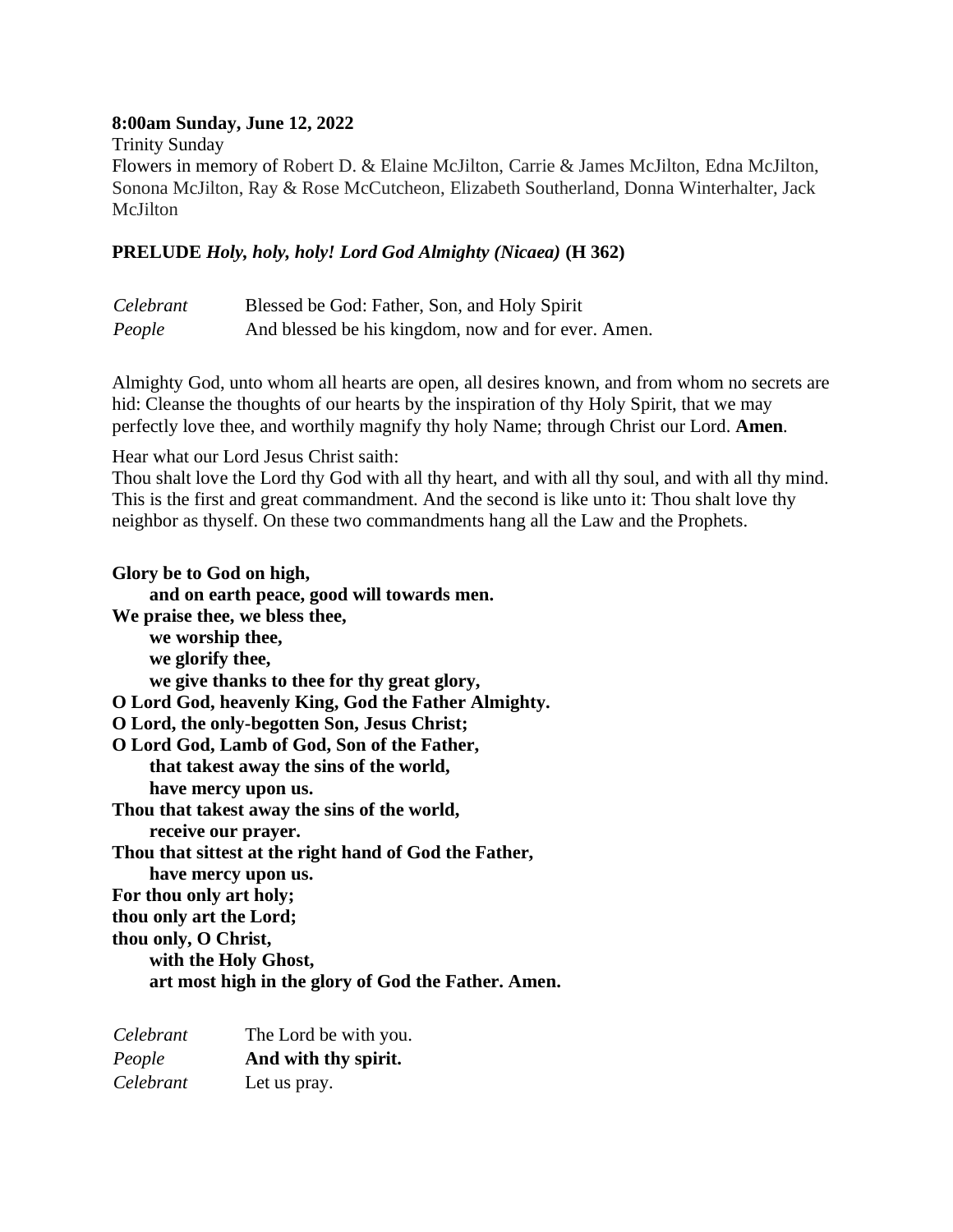**8:00am Sunday, June 12, 2022**

Trinity Sunday

Flowers in memory of Robert D. & Elaine McJilton, Carrie & James McJilton, Edna McJilton, Sonona McJilton, Ray & Rose McCutcheon, Elizabeth Southerland, Donna Winterhalter, Jack McJilton

**PRELUDE** ***Holy, holy, holy! Lord God Almighty (Nicaea)*** **(H 362)**

| | |
|---|---|
| *Celebrant* | Blessed be God: Father, Son, and Holy Spirit |
| *People* | And blessed be his kingdom, now and for ever. Amen. |

Almighty God, unto whom all hearts are open, all desires known, and from whom no secrets are hid: Cleanse the thoughts of our hearts by the inspiration of thy Holy Spirit, that we may perfectly love thee, and worthily magnify thy holy Name; through Christ our Lord. **Amen**.

Hear what our Lord Jesus Christ saith:
Thou shalt love the Lord thy God with all thy heart, and with all thy soul, and with all thy mind. This is the first and great commandment. And the second is like unto it: Thou shalt love thy neighbor as thyself. On these two commandments hang all the Law and the Prophets.

**Glory be to God on high,**
**and on earth peace, good will towards men.**
**We praise thee, we bless thee,**
**we worship thee,**
**we glorify thee,**
**we give thanks to thee for thy great glory,**
**O Lord God, heavenly King, God the Father Almighty.**
**O Lord, the only-begotten Son, Jesus Christ;**
**O Lord God, Lamb of God, Son of the Father,**
**that takest away the sins of the world,**
**have mercy upon us.**
**Thou that takest away the sins of the world,**
**receive our prayer.**
**Thou that sittest at the right hand of God the Father,**
**have mercy upon us.**
**For thou only art holy;**
**thou only art the Lord;**
**thou only, O Christ,**
**with the Holy Ghost,**
**art most high in the glory of God the Father. Amen.**

| | |
|---|---|
| *Celebrant* | The Lord be with you. |
| *People* | **And with thy spirit.** |
| *Celebrant* | Let us pray. |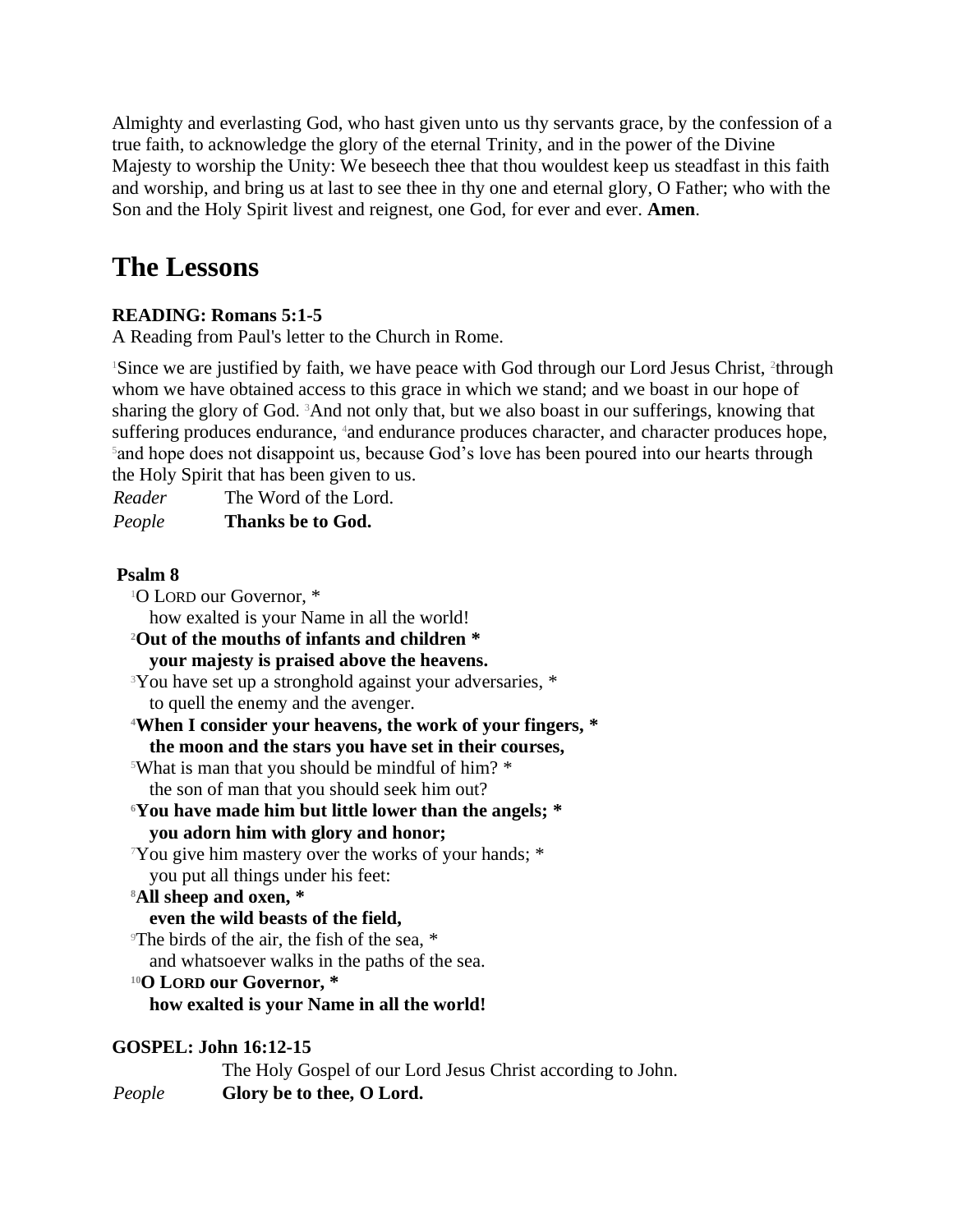Almighty and everlasting God, who hast given unto us thy servants grace, by the confession of a true faith, to acknowledge the glory of the eternal Trinity, and in the power of the Divine Majesty to worship the Unity: We beseech thee that thou wouldest keep us steadfast in this faith and worship, and bring us at last to see thee in thy one and eternal glory, O Father; who with the Son and the Holy Spirit livest and reignest, one God, for ever and ever. **Amen**.

# The Lessons

**READING: Romans 5:1-5**
A Reading from Paul's letter to the Church in Rome.

[1]Since we are justified by faith, we have peace with God through our Lord Jesus Christ, [2]through whom we have obtained access to this grace in which we stand; and we boast in our hope of sharing the glory of God. [3]And not only that, but we also boast in our sufferings, knowing that suffering produces endurance, [4]and endurance produces character, and character produces hope, [5]and hope does not disappoint us, because God's love has been poured into our hearts through the Holy Spirit that has been given to us.

*Reader* The Word of the Lord.
*People* **Thanks be to God.**

**Psalm 8**

[1]O LORD our Governor, *
how exalted is your Name in all the world!
**[2]Out of the mouths of infants and children ***
**your majesty is praised above the heavens.**
[3]You have set up a stronghold against your adversaries, *
to quell the enemy and the avenger.
**[4]When I consider your heavens, the work of your fingers, ***
**the moon and the stars you have set in their courses,**
[5]What is man that you should be mindful of him? *
the son of man that you should seek him out?
**[6]You have made him but little lower than the angels; ***
**you adorn him with glory and honor;**
[7]You give him mastery over the works of your hands; *
you put all things under his feet:
**[8]All sheep and oxen, ***
**even the wild beasts of the field,**
[9]The birds of the air, the fish of the sea, *
and whatsoever walks in the paths of the sea.
**[10]O LORD our Governor, ***
**how exalted is your Name in all the world!**

**GOSPEL: John 16:12-15**
The Holy Gospel of our Lord Jesus Christ according to John.
*People* **Glory be to thee, O Lord.**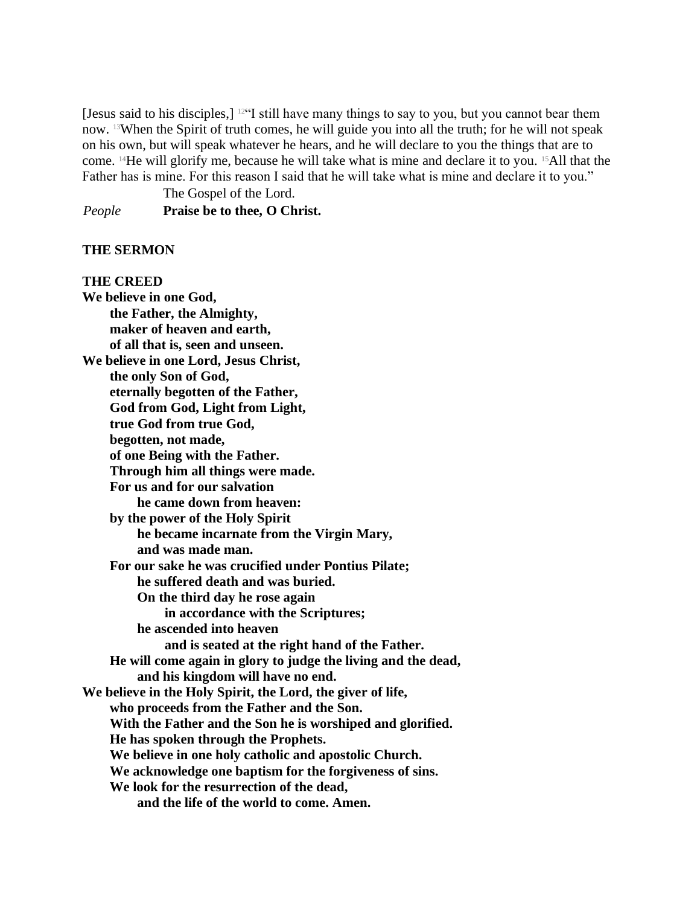[Jesus said to his disciples,] [12]"I still have many things to say to you, but you cannot bear them now. [13]When the Spirit of truth comes, he will guide you into all the truth; for he will not speak on his own, but will speak whatever he hears, and he will declare to you the things that are to come. [14]He will glorify me, because he will take what is mine and declare it to you. [15]All that the Father has is mine. For this reason I said that he will take what is mine and declare it to you."

The Gospel of the Lord.

*People* **Praise be to thee, O Christ.**

**THE SERMON**

**THE CREED**

**We believe in one God,**
**the Father, the Almighty,**
**maker of heaven and earth,**
**of all that is, seen and unseen.**
**We believe in one Lord, Jesus Christ,**
**the only Son of God,**
**eternally begotten of the Father,**
**God from God, Light from Light,**
**true God from true God,**
**begotten, not made,**
**of one Being with the Father.**
**Through him all things were made.**
**For us and for our salvation**
**he came down from heaven:**
**by the power of the Holy Spirit**
**he became incarnate from the Virgin Mary,**
**and was made man.**
**For our sake he was crucified under Pontius Pilate;**
**he suffered death and was buried.**
**On the third day he rose again**
**in accordance with the Scriptures;**
**he ascended into heaven**
**and is seated at the right hand of the Father.**
**He will come again in glory to judge the living and the dead,**
**and his kingdom will have no end.**
**We believe in the Holy Spirit, the Lord, the giver of life,**
**who proceeds from the Father and the Son.**
**With the Father and the Son he is worshiped and glorified.**
**He has spoken through the Prophets.**
**We believe in one holy catholic and apostolic Church.**
**We acknowledge one baptism for the forgiveness of sins.**
**We look for the resurrection of the dead,**
**and the life of the world to come. Amen.**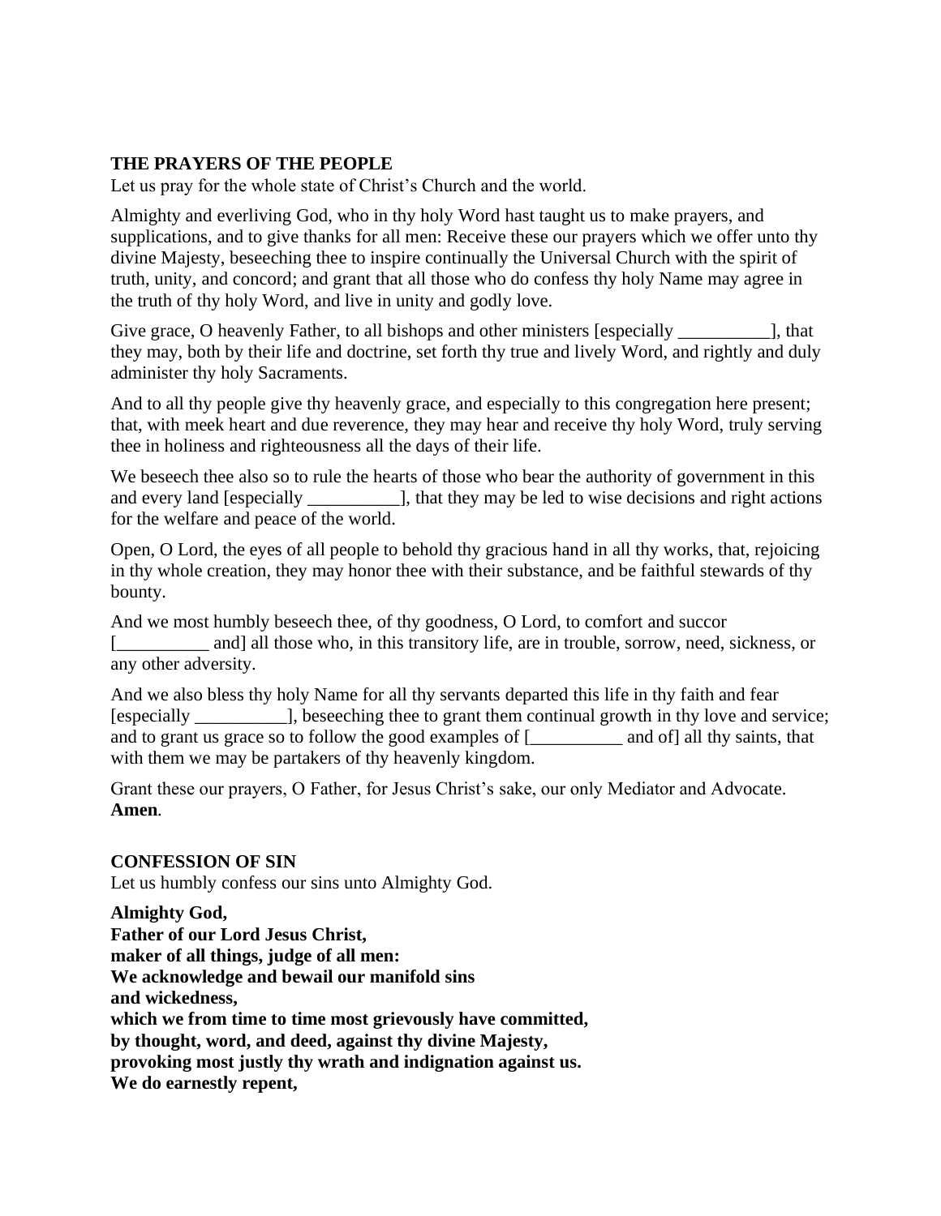**THE PRAYERS OF THE PEOPLE**
Let us pray for the whole state of Christ's Church and the world.

Almighty and everliving God, who in thy holy Word hast taught us to make prayers, and supplications, and to give thanks for all men: Receive these our prayers which we offer unto thy divine Majesty, beseeching thee to inspire continually the Universal Church with the spirit of truth, unity, and concord; and grant that all those who do confess thy holy Name may agree in the truth of thy holy Word, and live in unity and godly love.

Give grace, O heavenly Father, to all bishops and other ministers [especially __________], that they may, both by their life and doctrine, set forth thy true and lively Word, and rightly and duly administer thy holy Sacraments.

And to all thy people give thy heavenly grace, and especially to this congregation here present; that, with meek heart and due reverence, they may hear and receive thy holy Word, truly serving thee in holiness and righteousness all the days of their life.

We beseech thee also so to rule the hearts of those who bear the authority of government in this and every land [especially __________], that they may be led to wise decisions and right actions for the welfare and peace of the world.

Open, O Lord, the eyes of all people to behold thy gracious hand in all thy works, that, rejoicing in thy whole creation, they may honor thee with their substance, and be faithful stewards of thy bounty.

And we most humbly beseech thee, of thy goodness, O Lord, to comfort and succor [__________ and] all those who, in this transitory life, are in trouble, sorrow, need, sickness, or any other adversity.

And we also bless thy holy Name for all thy servants departed this life in thy faith and fear [especially __________], beseeching thee to grant them continual growth in thy love and service; and to grant us grace so to follow the good examples of [__________ and of] all thy saints, that with them we may be partakers of thy heavenly kingdom.

Grant these our prayers, O Father, for Jesus Christ's sake, our only Mediator and Advocate. **Amen**.

**CONFESSION OF SIN**
Let us humbly confess our sins unto Almighty God.

**Almighty God,**
**Father of our Lord Jesus Christ,**
**maker of all things, judge of all men:**
**We acknowledge and bewail our manifold sins**
**and wickedness,**
**which we from time to time most grievously have committed,**
**by thought, word, and deed, against thy divine Majesty,**
**provoking most justly thy wrath and indignation against us.**
**We do earnestly repent,**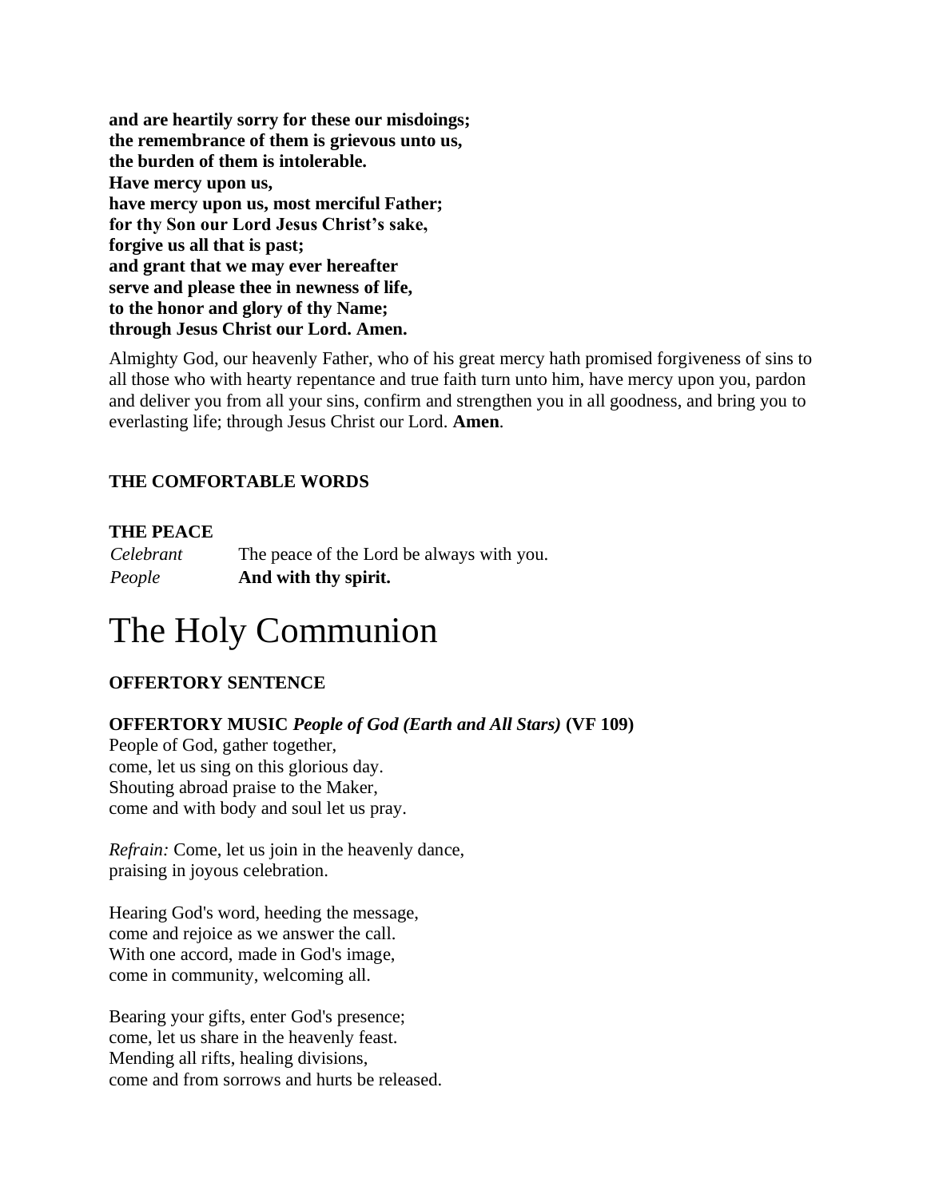**and are heartily sorry for these our misdoings;**
**the remembrance of them is grievous unto us,**
**the burden of them is intolerable.**
**Have mercy upon us,**
**have mercy upon us, most merciful Father;**
**for thy Son our Lord Jesus Christ's sake,**
**forgive us all that is past;**
**and grant that we may ever hereafter**
**serve and please thee in newness of life,**
**to the honor and glory of thy Name;**
**through Jesus Christ our Lord. Amen.**

Almighty God, our heavenly Father, who of his great mercy hath promised forgiveness of sins to all those who with hearty repentance and true faith turn unto him, have mercy upon you, pardon and deliver you from all your sins, confirm and strengthen you in all goodness, and bring you to everlasting life; through Jesus Christ our Lord. **Amen**.

**THE COMFORTABLE WORDS**

**THE PEACE**

*Celebrant* The peace of the Lord be always with you.
*People* **And with thy spirit.**

# The Holy Communion

**OFFERTORY SENTENCE**

**OFFERTORY MUSIC** ***People of God (Earth and All Stars)*** **(VF 109)**

People of God, gather together,
come, let us sing on this glorious day.
Shouting abroad praise to the Maker,
come and with body and soul let us pray.

*Refrain:* Come, let us join in the heavenly dance,
praising in joyous celebration.

Hearing God's word, heeding the message,
come and rejoice as we answer the call.
With one accord, made in God's image,
come in community, welcoming all.

Bearing your gifts, enter God's presence;
come, let us share in the heavenly feast.
Mending all rifts, healing divisions,
come and from sorrows and hurts be released.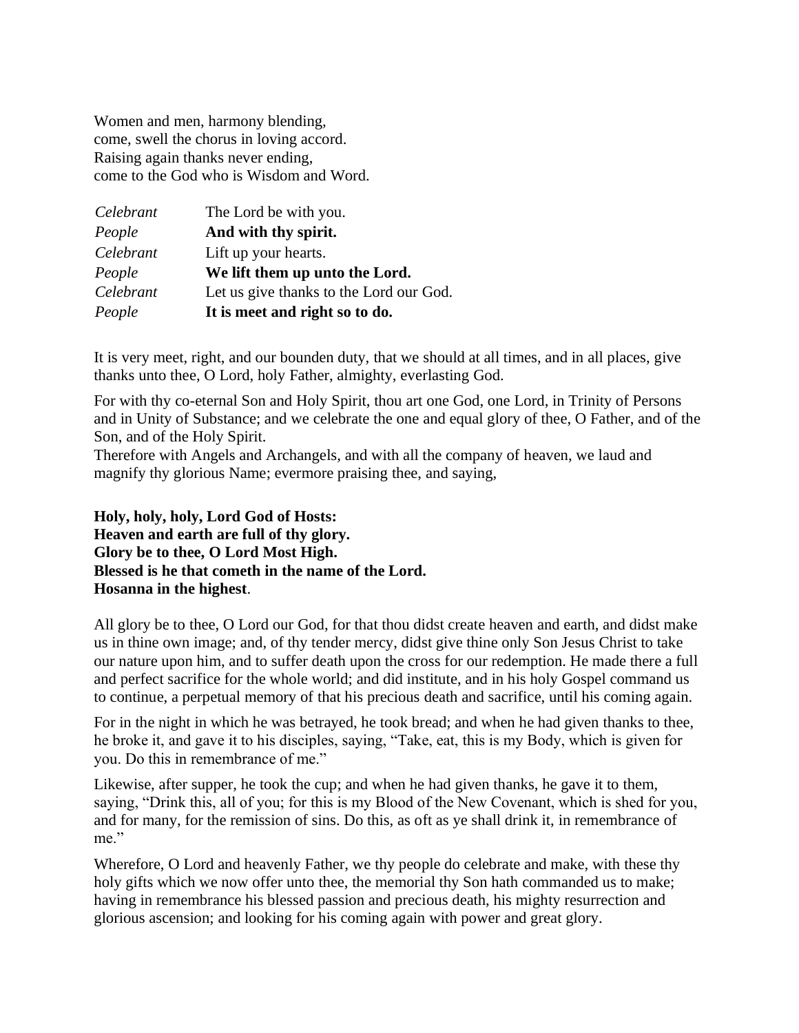Women and men, harmony blending,
come, swell the chorus in loving accord.
Raising again thanks never ending,
come to the God who is Wisdom and Word.

| | |
|---|---|
| *Celebrant* | The Lord be with you. |
| *People* | **And with thy spirit.** |
| *Celebrant* | Lift up your hearts. |
| *People* | **We lift them up unto the Lord.** |
| *Celebrant* | Let us give thanks to the Lord our God. |
| *People* | **It is meet and right so to do.** |

It is very meet, right, and our bounden duty, that we should at all times, and in all places, give thanks unto thee, O Lord, holy Father, almighty, everlasting God.

For with thy co-eternal Son and Holy Spirit, thou art one God, one Lord, in Trinity of Persons and in Unity of Substance; and we celebrate the one and equal glory of thee, O Father, and of the Son, and of the Holy Spirit.

Therefore with Angels and Archangels, and with all the company of heaven, we laud and magnify thy glorious Name; evermore praising thee, and saying,

**Holy, holy, holy, Lord God of Hosts:**
**Heaven and earth are full of thy glory.**
**Glory be to thee, O Lord Most High.**
**Blessed is he that cometh in the name of the Lord.**
**Hosanna in the highest**.

All glory be to thee, O Lord our God, for that thou didst create heaven and earth, and didst make us in thine own image; and, of thy tender mercy, didst give thine only Son Jesus Christ to take our nature upon him, and to suffer death upon the cross for our redemption. He made there a full and perfect sacrifice for the whole world; and did institute, and in his holy Gospel command us to continue, a perpetual memory of that his precious death and sacrifice, until his coming again.

For in the night in which he was betrayed, he took bread; and when he had given thanks to thee, he broke it, and gave it to his disciples, saying, "Take, eat, this is my Body, which is given for you. Do this in remembrance of me."

Likewise, after supper, he took the cup; and when he had given thanks, he gave it to them, saying, "Drink this, all of you; for this is my Blood of the New Covenant, which is shed for you, and for many, for the remission of sins. Do this, as oft as ye shall drink it, in remembrance of me."

Wherefore, O Lord and heavenly Father, we thy people do celebrate and make, with these thy holy gifts which we now offer unto thee, the memorial thy Son hath commanded us to make; having in remembrance his blessed passion and precious death, his mighty resurrection and glorious ascension; and looking for his coming again with power and great glory.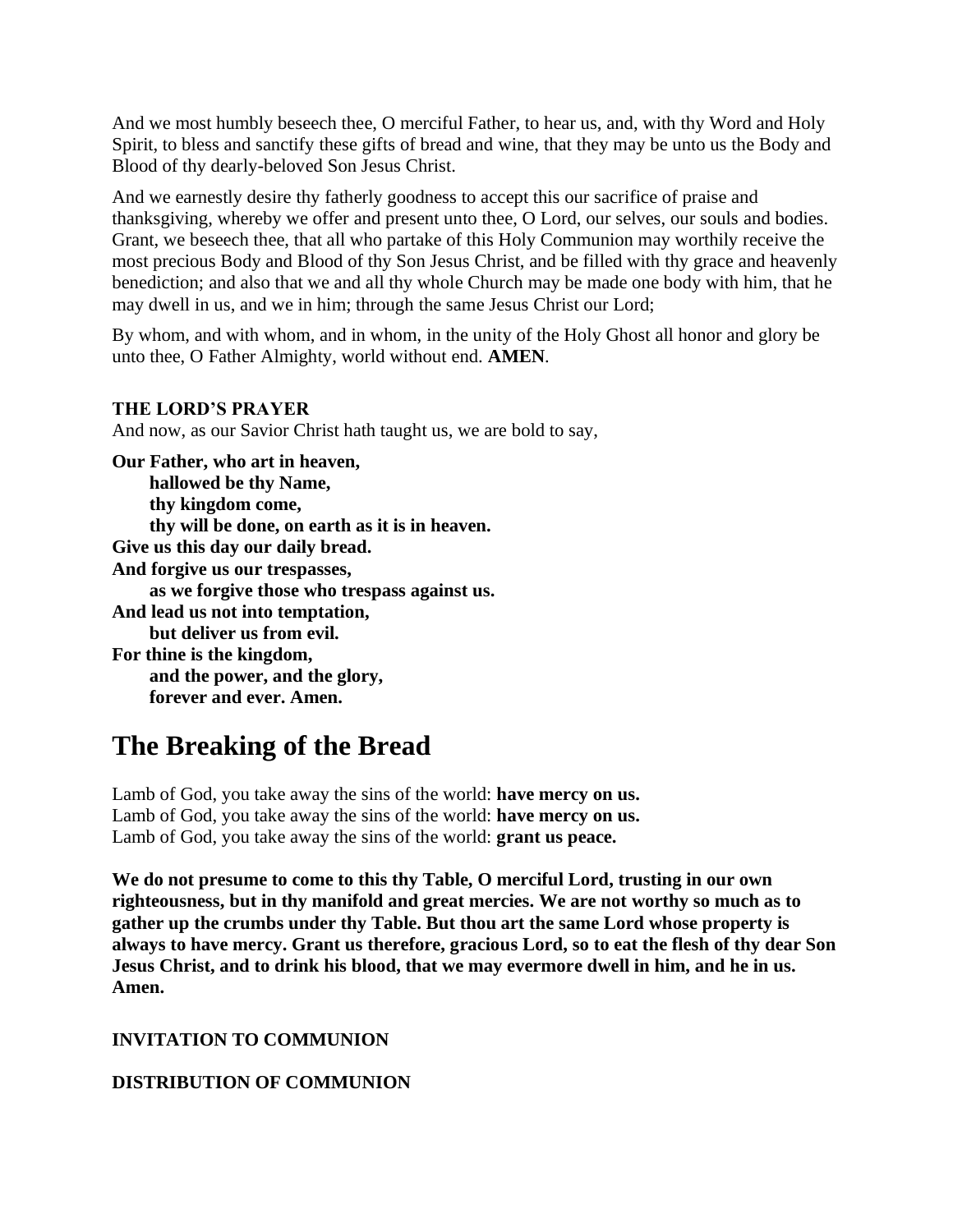And we most humbly beseech thee, O merciful Father, to hear us, and, with thy Word and Holy Spirit, to bless and sanctify these gifts of bread and wine, that they may be unto us the Body and Blood of thy dearly-beloved Son Jesus Christ.

And we earnestly desire thy fatherly goodness to accept this our sacrifice of praise and thanksgiving, whereby we offer and present unto thee, O Lord, our selves, our souls and bodies. Grant, we beseech thee, that all who partake of this Holy Communion may worthily receive the most precious Body and Blood of thy Son Jesus Christ, and be filled with thy grace and heavenly benediction; and also that we and all thy whole Church may be made one body with him, that he may dwell in us, and we in him; through the same Jesus Christ our Lord;

By whom, and with whom, and in whom, in the unity of the Holy Ghost all honor and glory be unto thee, O Father Almighty, world without end. **AMEN**.

**THE LORD'S PRAYER**
And now, as our Savior Christ hath taught us, we are bold to say,

**Our Father, who art in heaven,**
**hallowed be thy Name,**
**thy kingdom come,**
**thy will be done, on earth as it is in heaven.**
**Give us this day our daily bread.**
**And forgive us our trespasses,**
**as we forgive those who trespass against us.**
**And lead us not into temptation,**
**but deliver us from evil.**
**For thine is the kingdom,**
**and the power, and the glory,**
**forever and ever. Amen.**

# The Breaking of the Bread

Lamb of God, you take away the sins of the world: **have mercy on us.**
Lamb of God, you take away the sins of the world: **have mercy on us.**
Lamb of God, you take away the sins of the world: **grant us peace.**

**We do not presume to come to this thy Table, O merciful Lord, trusting in our own righteousness, but in thy manifold and great mercies. We are not worthy so much as to gather up the crumbs under thy Table. But thou art the same Lord whose property is always to have mercy. Grant us therefore, gracious Lord, so to eat the flesh of thy dear Son Jesus Christ, and to drink his blood, that we may evermore dwell in him, and he in us. Amen.**

**INVITATION TO COMMUNION**

**DISTRIBUTION OF COMMUNION**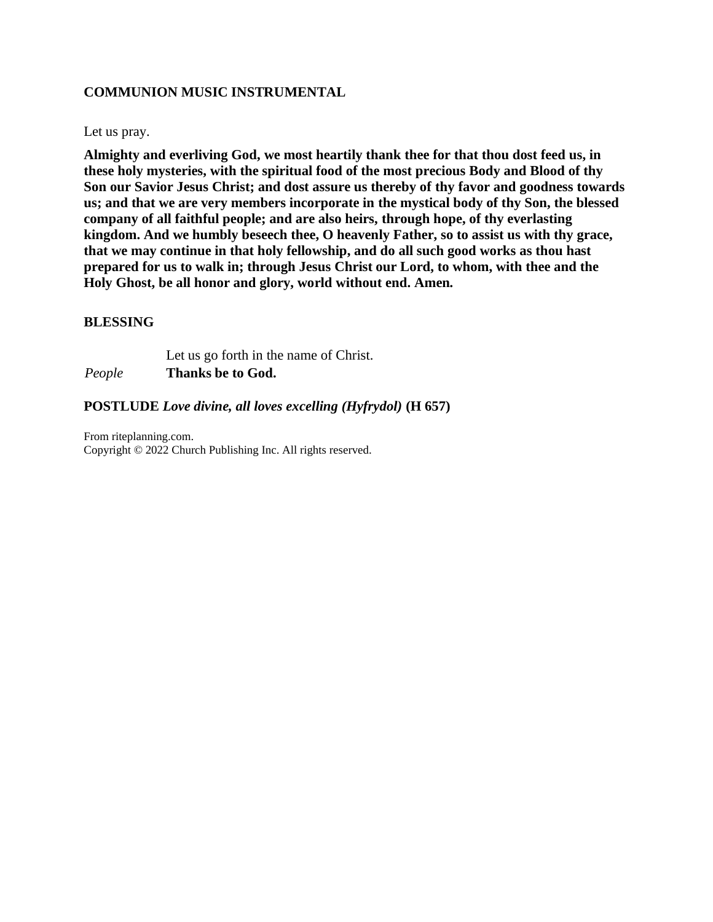**COMMUNION MUSIC INSTRUMENTAL**

Let us pray.

**Almighty and everliving God, we most heartily thank thee for that thou dost feed us, in these holy mysteries, with the spiritual food of the most precious Body and Blood of thy Son our Savior Jesus Christ; and dost assure us thereby of thy favor and goodness towards us; and that we are very members incorporate in the mystical body of thy Son, the blessed company of all faithful people; and are also heirs, through hope, of thy everlasting kingdom. And we humbly beseech thee, O heavenly Father, so to assist us with thy grace, that we may continue in that holy fellowship, and do all such good works as thou hast prepared for us to walk in; through Jesus Christ our Lord, to whom, with thee and the Holy Ghost, be all honor and glory, world without end. Amen.**

**BLESSING**

Let us go forth in the name of Christ.

*People* **Thanks be to God.**

**POSTLUDE** ***Love divine, all loves excelling (Hyfrydol)*** **(H 657)**

From riteplanning.com.
Copyright © 2022 Church Publishing Inc. All rights reserved.